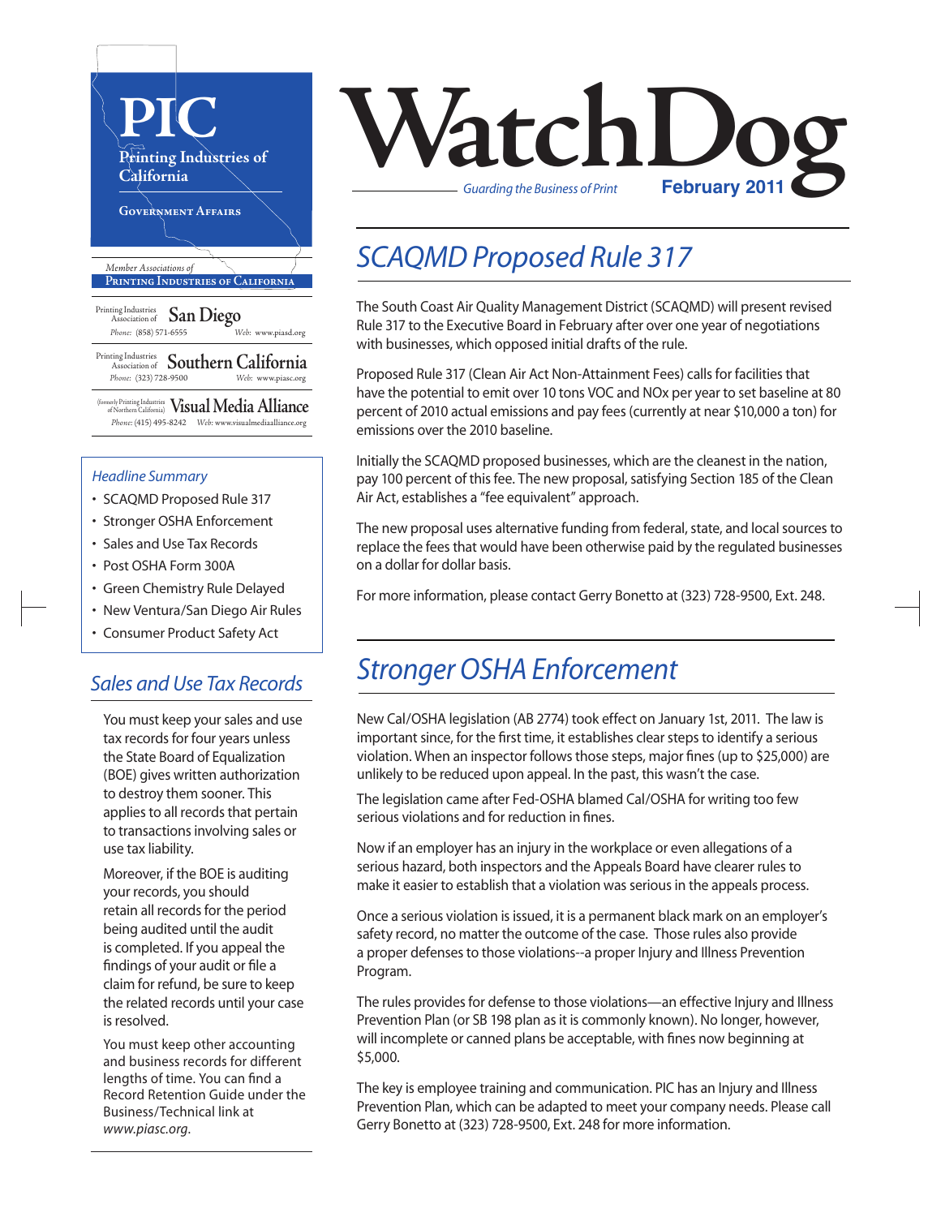# PIC

**Printing Industries of California**

GOVERNMENT AFFAIRS

*Member Associations of*
**PRINTING INDUSTRIES OF CALIFORNIA**

Printing Industries Association of **San Diego**
*Phone:* (858) 571-6555 *Web:* www.piasd.org

Printing Industries Association of **Southern California**
*Phone:* (323) 728-9500 *Web:* www.piasc.org

(formerly Printing Industries of Northern California) **Visual Media Alliance**
*Phone:* (415) 495-8242 *Web:* www.visualmediaalliance.org

*Headline Summary*

- SCAQMD Proposed Rule 317
- Stronger OSHA Enforcement
- Sales and Use Tax Records
- Post OSHA Form 300A
- Green Chemistry Rule Delayed
- New Ventura/San Diego Air Rules
- Consumer Product Safety Act

## *Sales and Use Tax Records*

You must keep your sales and use tax records for four years unless the State Board of Equalization (BOE) gives written authorization to destroy them sooner. This applies to all records that pertain to transactions involving sales or use tax liability.

Moreover, if the BOE is auditing your records, you should retain all records for the period being audited until the audit is completed. If you appeal the findings of your audit or file a claim for refund, be sure to keep the related records until your case is resolved.

You must keep other accounting and business records for different lengths of time. You can find a Record Retention Guide under the Business/Technical link at *www.piasc.org*.

# WatchDog

*Guarding the Business of Print* **February 2011**

## *SCAQMD Proposed Rule 317*

The South Coast Air Quality Management District (SCAQMD) will present revised Rule 317 to the Executive Board in February after over one year of negotiations with businesses, which opposed initial drafts of the rule.

Proposed Rule 317 (Clean Air Act Non-Attainment Fees) calls for facilities that have the potential to emit over 10 tons VOC and NOx per year to set baseline at 80 percent of 2010 actual emissions and pay fees (currently at near $10,000 a ton) for emissions over the 2010 baseline.

Initially the SCAQMD proposed businesses, which are the cleanest in the nation, pay 100 percent of this fee. The new proposal, satisfying Section 185 of the Clean Air Act, establishes a "fee equivalent" approach.

The new proposal uses alternative funding from federal, state, and local sources to replace the fees that would have been otherwise paid by the regulated businesses on a dollar for dollar basis.

For more information, please contact Gerry Bonetto at (323) 728-9500, Ext. 248.

## *Stronger OSHA Enforcement*

New Cal/OSHA legislation (AB 2774) took effect on January 1st, 2011. The law is important since, for the first time, it establishes clear steps to identify a serious violation. When an inspector follows those steps, major fines (up to $25,000) are unlikely to be reduced upon appeal. In the past, this wasn't the case.

The legislation came after Fed-OSHA blamed Cal/OSHA for writing too few serious violations and for reduction in fines.

Now if an employer has an injury in the workplace or even allegations of a serious hazard, both inspectors and the Appeals Board have clearer rules to make it easier to establish that a violation was serious in the appeals process.

Once a serious violation is issued, it is a permanent black mark on an employer's safety record, no matter the outcome of the case. Those rules also provide a proper defenses to those violations--a proper Injury and Illness Prevention Program.

The rules provides for defense to those violations—an effective Injury and Illness Prevention Plan (or SB 198 plan as it is commonly known). No longer, however, will incomplete or canned plans be acceptable, with fines now beginning at $5,000.

The key is employee training and communication. PIC has an Injury and Illness Prevention Plan, which can be adapted to meet your company needs. Please call Gerry Bonetto at (323) 728-9500, Ext. 248 for more information.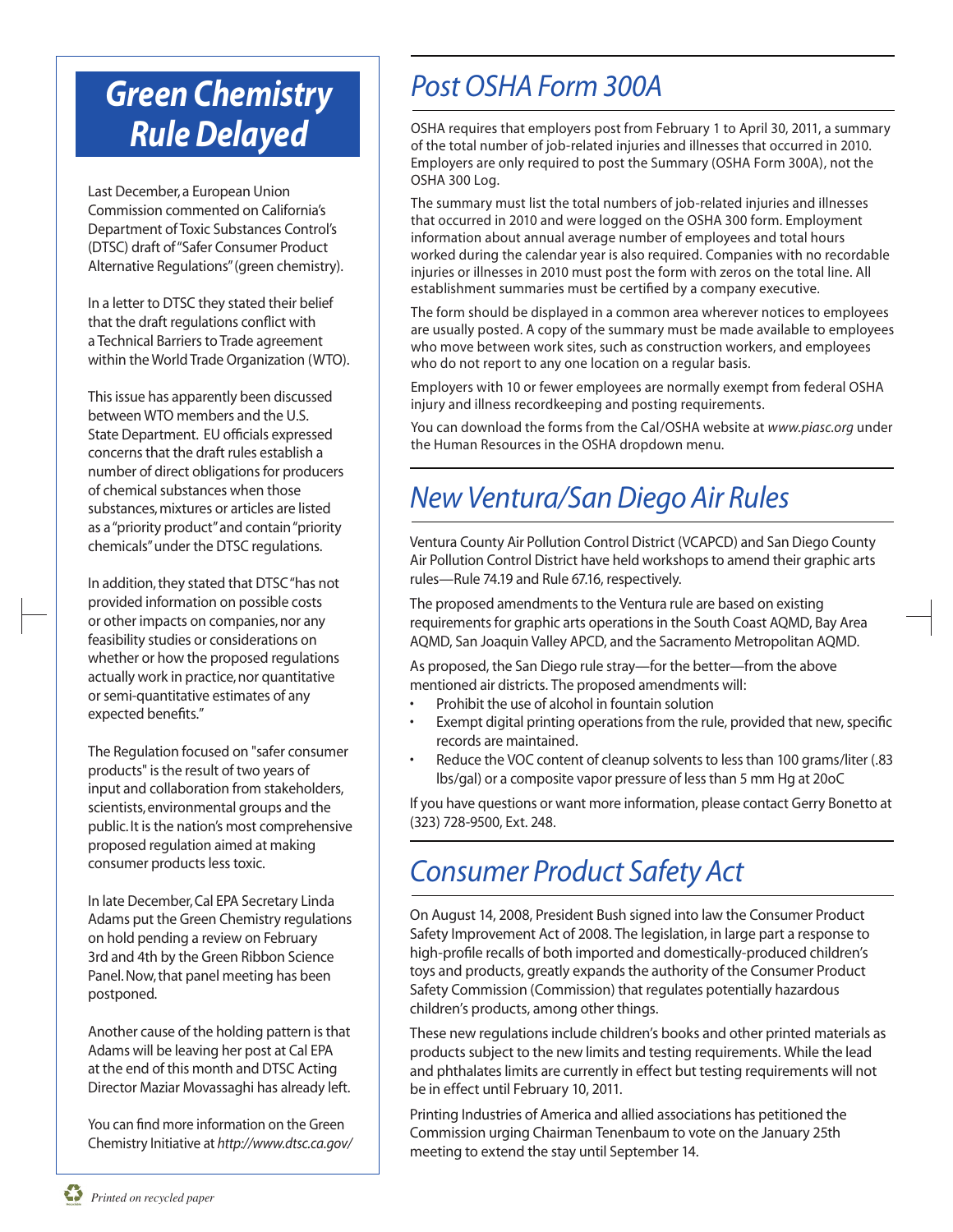# Green Chemistry Rule Delayed

Last December, a European Union Commission commented on California's Department of Toxic Substances Control's (DTSC) draft of "Safer Consumer Product Alternative Regulations" (green chemistry).

In a letter to DTSC they stated their belief that the draft regulations conflict with a Technical Barriers to Trade agreement within the World Trade Organization (WTO).

This issue has apparently been discussed between WTO members and the U.S. State Department. EU officials expressed concerns that the draft rules establish a number of direct obligations for producers of chemical substances when those substances, mixtures or articles are listed as a "priority product" and contain "priority chemicals" under the DTSC regulations.

In addition, they stated that DTSC "has not provided information on possible costs or other impacts on companies, nor any feasibility studies or considerations on whether or how the proposed regulations actually work in practice, nor quantitative or semi-quantitative estimates of any expected benefits."

The Regulation focused on "safer consumer products" is the result of two years of input and collaboration from stakeholders, scientists, environmental groups and the public. It is the nation's most comprehensive proposed regulation aimed at making consumer products less toxic.

In late December, Cal EPA Secretary Linda Adams put the Green Chemistry regulations on hold pending a review on February 3rd and 4th by the Green Ribbon Science Panel. Now, that panel meeting has been postponed.

Another cause of the holding pattern is that Adams will be leaving her post at Cal EPA at the end of this month and DTSC Acting Director Maziar Movassaghi has already left.

You can find more information on the Green Chemistry Initiative at *http://www.dtsc.ca.gov/*

# Post OSHA Form 300A

OSHA requires that employers post from February 1 to April 30, 2011, a summary of the total number of job-related injuries and illnesses that occurred in 2010. Employers are only required to post the Summary (OSHA Form 300A), not the OSHA 300 Log.

The summary must list the total numbers of job-related injuries and illnesses that occurred in 2010 and were logged on the OSHA 300 form. Employment information about annual average number of employees and total hours worked during the calendar year is also required. Companies with no recordable injuries or illnesses in 2010 must post the form with zeros on the total line. All establishment summaries must be certified by a company executive.

The form should be displayed in a common area wherever notices to employees are usually posted. A copy of the summary must be made available to employees who move between work sites, such as construction workers, and employees who do not report to any one location on a regular basis.

Employers with 10 or fewer employees are normally exempt from federal OSHA injury and illness recordkeeping and posting requirements.

You can download the forms from the Cal/OSHA website at *www.piasc.org* under the Human Resources in the OSHA dropdown menu.

# New Ventura/San Diego Air Rules

Ventura County Air Pollution Control District (VCAPCD) and San Diego County Air Pollution Control District have held workshops to amend their graphic arts rules—Rule 74.19 and Rule 67.16, respectively.

The proposed amendments to the Ventura rule are based on existing requirements for graphic arts operations in the South Coast AQMD, Bay Area AQMD, San Joaquin Valley APCD, and the Sacramento Metropolitan AQMD.

As proposed, the San Diego rule stray—for the better—from the above mentioned air districts. The proposed amendments will:

- Prohibit the use of alcohol in fountain solution
- Exempt digital printing operations from the rule, provided that new, specific records are maintained.
- Reduce the VOC content of cleanup solvents to less than 100 grams/liter (.83 lbs/gal) or a composite vapor pressure of less than 5 mm Hg at 20oC

If you have questions or want more information, please contact Gerry Bonetto at (323) 728-9500, Ext. 248.

# Consumer Product Safety Act

On August 14, 2008, President Bush signed into law the Consumer Product Safety Improvement Act of 2008. The legislation, in large part a response to high-profile recalls of both imported and domestically-produced children's toys and products, greatly expands the authority of the Consumer Product Safety Commission (Commission) that regulates potentially hazardous children's products, among other things.

These new regulations include children's books and other printed materials as products subject to the new limits and testing requirements. While the lead and phthalates limits are currently in effect but testing requirements will not be in effect until February 10, 2011.

Printing Industries of America and allied associations has petitioned the Commission urging Chairman Tenenbaum to vote on the January 25th meeting to extend the stay until September 14.

*Printed on recycled paper*